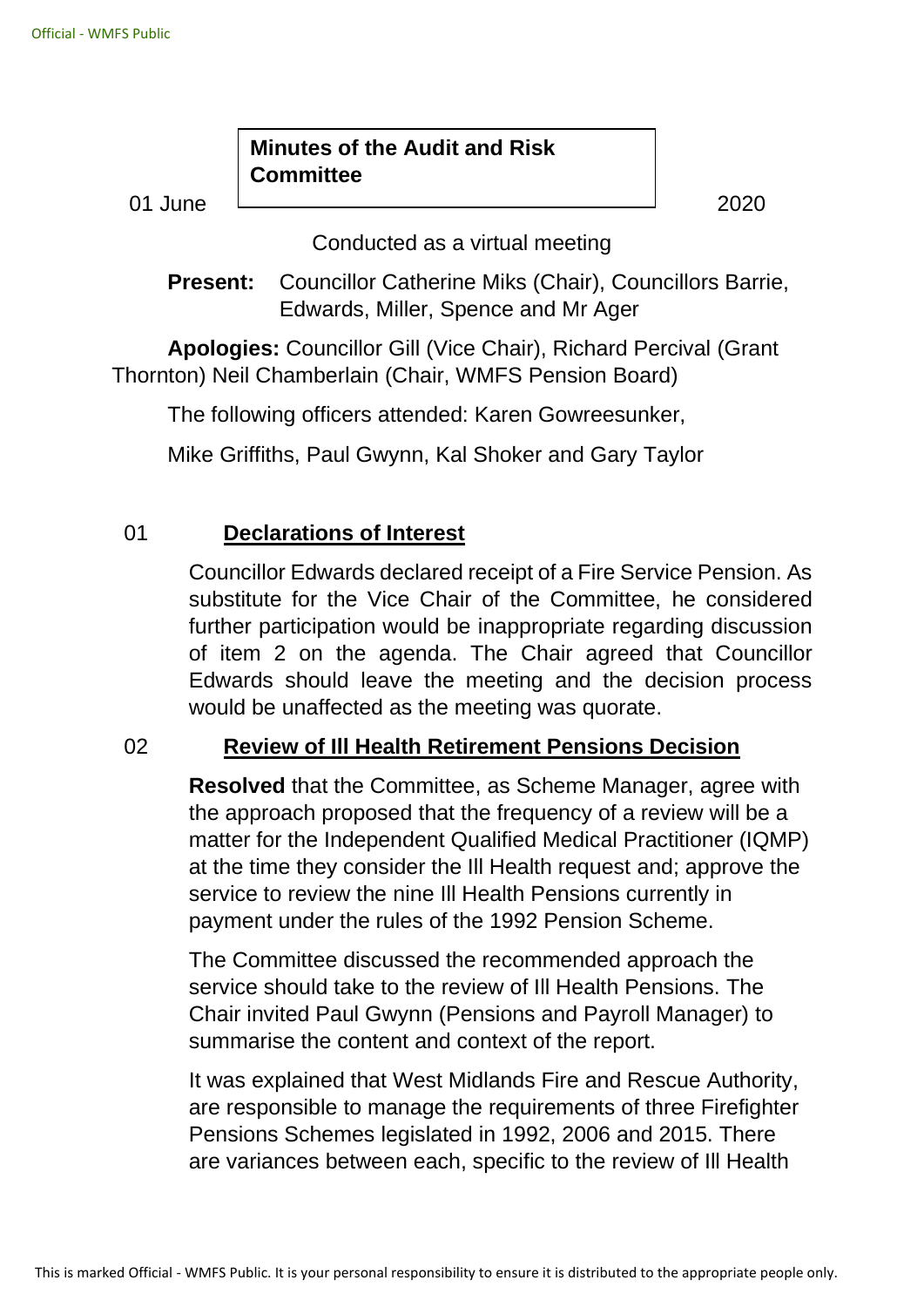# Minutes of the Audit and Risk Committee

01 June 2020

Conducted as a virtual meeting

**Present:** Councillor Catherine Miks (Chair), Councillors Barrie, Edwards, Miller, Spence and Mr Ager

**Apologies:** Councillor Gill (Vice Chair), Richard Percival (Grant Thornton) Neil Chamberlain (Chair, WMFS Pension Board)

The following officers attended: Karen Gowreesunker,

Mike Griffiths, Paul Gwynn, Kal Shoker and Gary Taylor

## 01 Declarations of Interest

Councillor Edwards declared receipt of a Fire Service Pension. As substitute for the Vice Chair of the Committee, he considered further participation would be inappropriate regarding discussion of item 2 on the agenda. The Chair agreed that Councillor Edwards should leave the meeting and the decision process would be unaffected as the meeting was quorate.

## 02 Review of Ill Health Retirement Pensions Decision

**Resolved** that the Committee, as Scheme Manager, agree with the approach proposed that the frequency of a review will be a matter for the Independent Qualified Medical Practitioner (IQMP) at the time they consider the Ill Health request and; approve the service to review the nine Ill Health Pensions currently in payment under the rules of the 1992 Pension Scheme.

The Committee discussed the recommended approach the service should take to the review of Ill Health Pensions. The Chair invited Paul Gwynn (Pensions and Payroll Manager) to summarise the content and context of the report.

It was explained that West Midlands Fire and Rescue Authority, are responsible to manage the requirements of three Firefighter Pensions Schemes legislated in 1992, 2006 and 2015. There are variances between each, specific to the review of Ill Health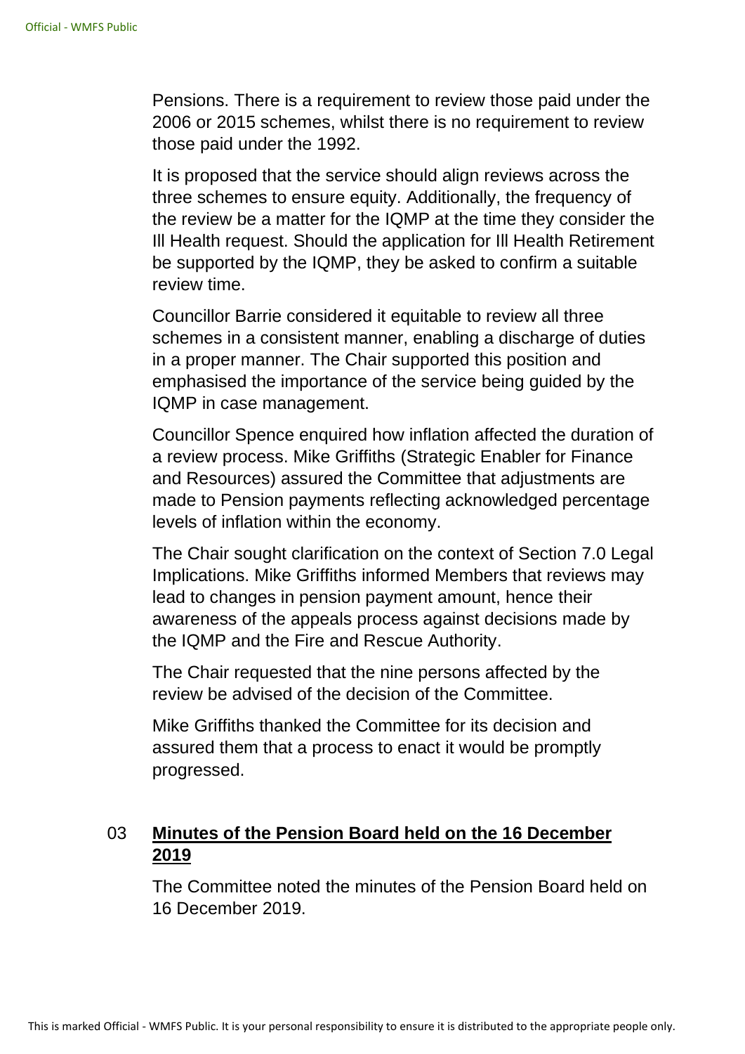Pensions. There is a requirement to review those paid under the 2006 or 2015 schemes, whilst there is no requirement to review those paid under the 1992.

It is proposed that the service should align reviews across the three schemes to ensure equity. Additionally, the frequency of the review be a matter for the IQMP at the time they consider the Ill Health request. Should the application for Ill Health Retirement be supported by the IQMP, they be asked to confirm a suitable review time.

Councillor Barrie considered it equitable to review all three schemes in a consistent manner, enabling a discharge of duties in a proper manner. The Chair supported this position and emphasised the importance of the service being guided by the IQMP in case management.

Councillor Spence enquired how inflation affected the duration of a review process. Mike Griffiths (Strategic Enabler for Finance and Resources) assured the Committee that adjustments are made to Pension payments reflecting acknowledged percentage levels of inflation within the economy.

The Chair sought clarification on the context of Section 7.0 Legal Implications. Mike Griffiths informed Members that reviews may lead to changes in pension payment amount, hence their awareness of the appeals process against decisions made by the IQMP and the Fire and Rescue Authority.

The Chair requested that the nine persons affected by the review be advised of the decision of the Committee.

Mike Griffiths thanked the Committee for its decision and assured them that a process to enact it would be promptly progressed.

## 03 **Minutes of the Pension Board held on the 16 December 2019**

The Committee noted the minutes of the Pension Board held on 16 December 2019.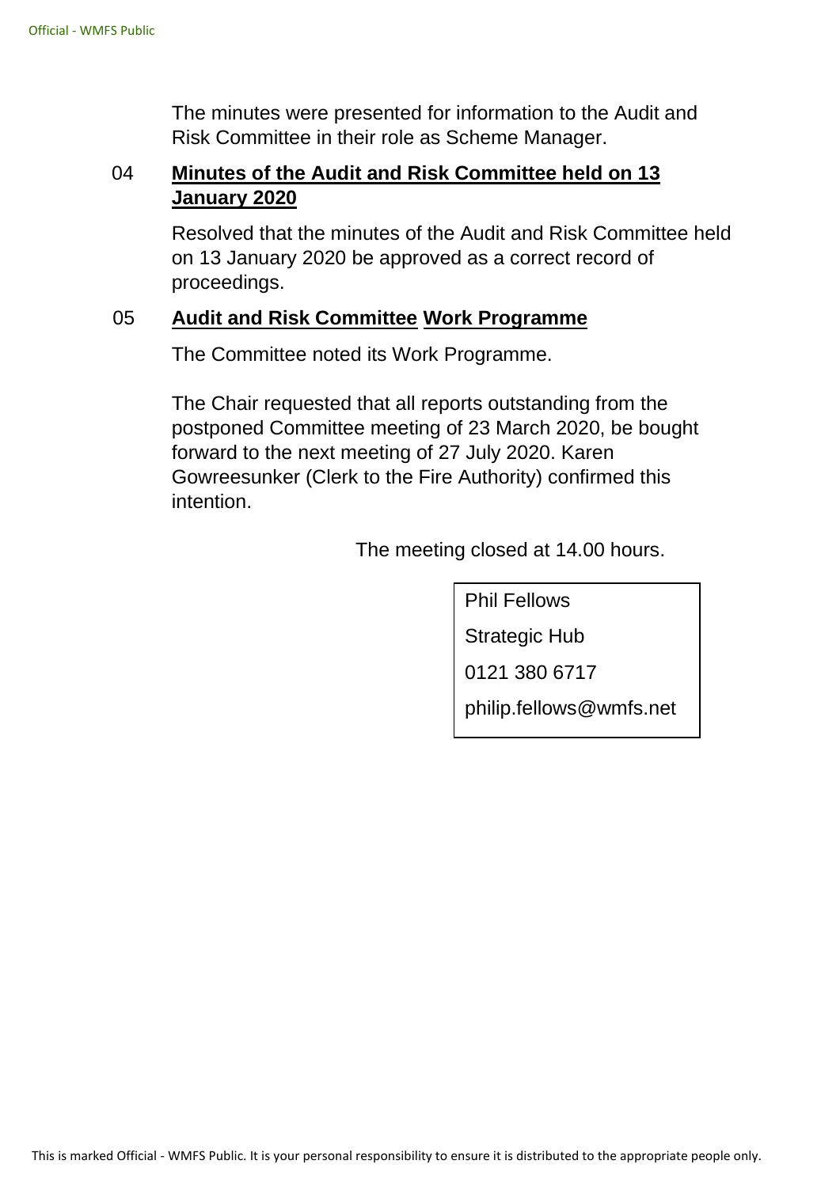The minutes were presented for information to the Audit and Risk Committee in their role as Scheme Manager.

## 04 **Minutes of the Audit and Risk Committee held on 13 January 2020**

Resolved that the minutes of the Audit and Risk Committee held on 13 January 2020 be approved as a correct record of proceedings.

## 05 **Audit and Risk Committee Work Programme**

The Committee noted its Work Programme.

The Chair requested that all reports outstanding from the postponed Committee meeting of 23 March 2020, be bought forward to the next meeting of 27 July 2020. Karen Gowreesunker (Clerk to the Fire Authority) confirmed this intention.

The meeting closed at 14.00 hours.

Phil Fellows

Strategic Hub

0121 380 6717

philip.fellows@wmfs.net